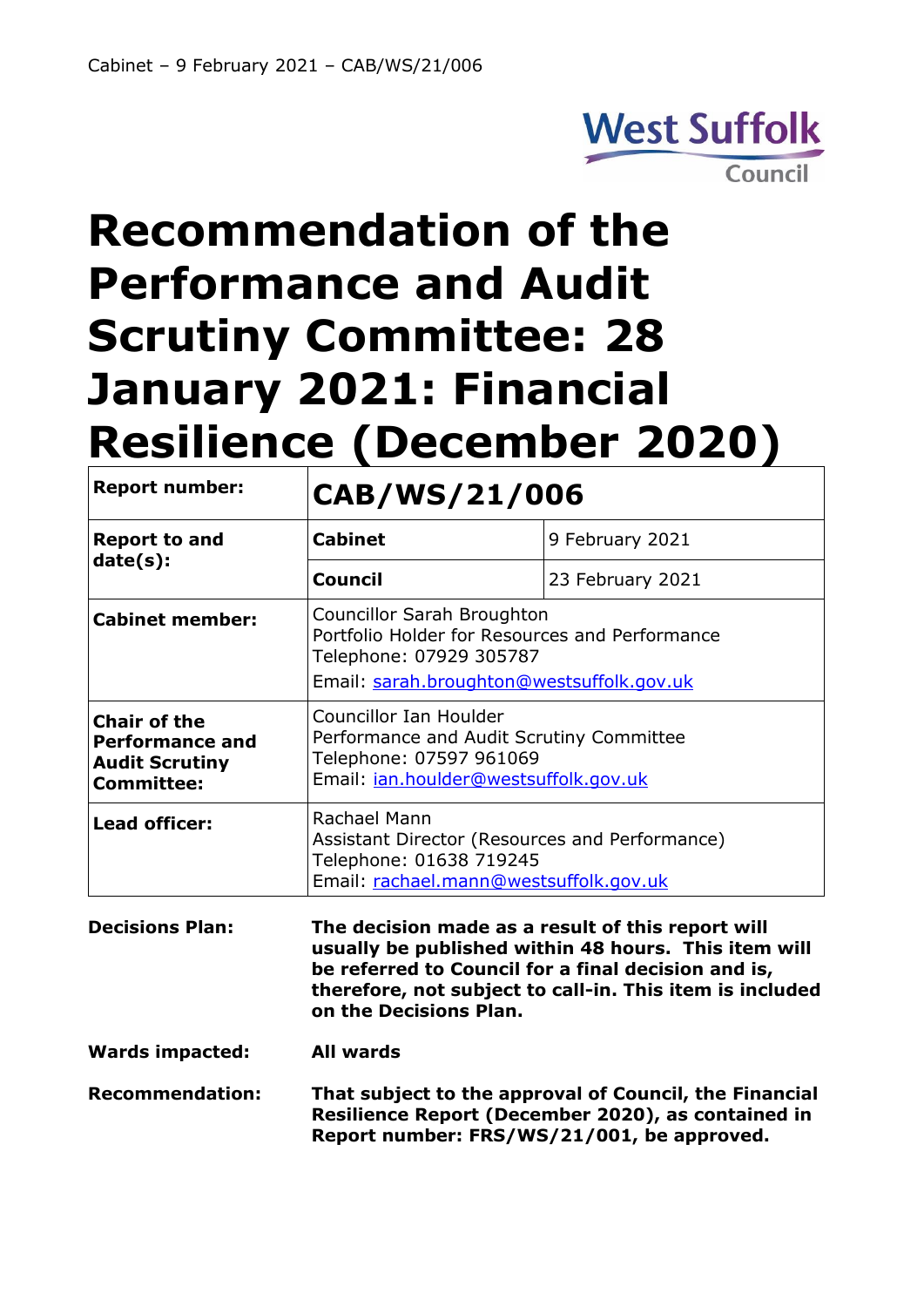West Suffolk Council

# Recommendation of the Performance and Audit Scrutiny Committee: 28 January 2021: Financial Resilience (December 2020)

| **Report number:** | **CAB/WS/21/006** | |
|---|---|---|
| **Report to and date(s):** | **Cabinet** | 9 February 2021 |
| | **Council** | 23 February 2021 |
| **Cabinet member:** | Councillor Sarah Broughton<br>Portfolio Holder for Resources and Performance<br>Telephone: 07929 305787<br>Email: sarah.broughton@westsuffolk.gov.uk | |
| **Chair of the Performance and Audit Scrutiny Committee:** | Councillor Ian Houlder<br>Performance and Audit Scrutiny Committee<br>Telephone: 07597 961069<br>Email: ian.houlder@westsuffolk.gov.uk | |
| **Lead officer:** | Rachael Mann<br>Assistant Director (Resources and Performance)<br>Telephone: 01638 719245<br>Email: rachael.mann@westsuffolk.gov.uk | |

**Decisions Plan:** **The decision made as a result of this report will usually be published within 48 hours. This item will be referred to Council for a final decision and is, therefore, not subject to call-in. This item is included on the Decisions Plan.**

**Wards impacted:** **All wards**

**Recommendation:** **That subject to the approval of Council, the Financial Resilience Report (December 2020), as contained in Report number: FRS/WS/21/001, be approved.**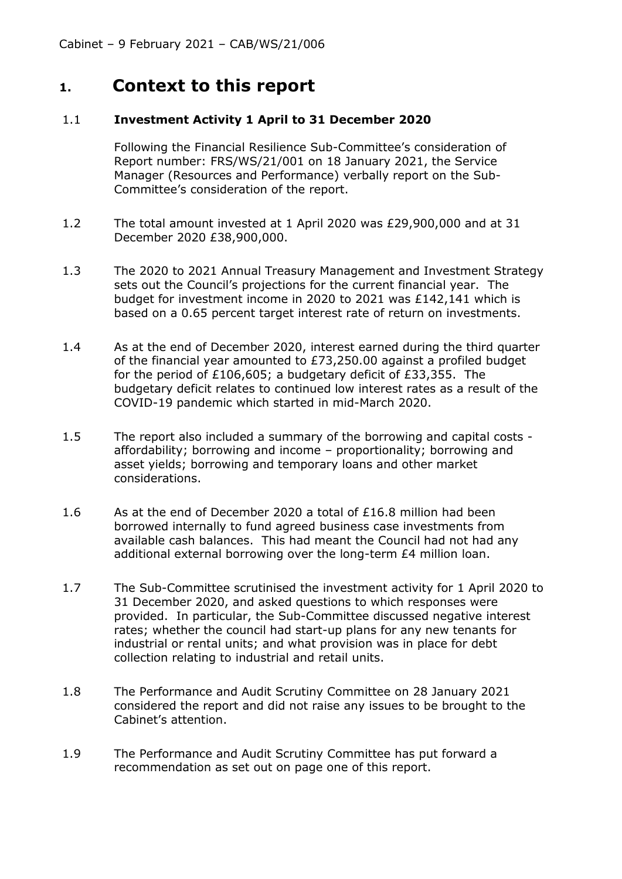# 1. Context to this report

1.1 **Investment Activity 1 April to 31 December 2020**

Following the Financial Resilience Sub-Committee's consideration of Report number: FRS/WS/21/001 on 18 January 2021, the Service Manager (Resources and Performance) verbally report on the Sub-Committee's consideration of the report.

1.2 The total amount invested at 1 April 2020 was £29,900,000 and at 31 December 2020 £38,900,000.

1.3 The 2020 to 2021 Annual Treasury Management and Investment Strategy sets out the Council's projections for the current financial year. The budget for investment income in 2020 to 2021 was £142,141 which is based on a 0.65 percent target interest rate of return on investments.

1.4 As at the end of December 2020, interest earned during the third quarter of the financial year amounted to £73,250.00 against a profiled budget for the period of £106,605; a budgetary deficit of £33,355. The budgetary deficit relates to continued low interest rates as a result of the COVID-19 pandemic which started in mid-March 2020.

1.5 The report also included a summary of the borrowing and capital costs - affordability; borrowing and income – proportionality; borrowing and asset yields; borrowing and temporary loans and other market considerations.

1.6 As at the end of December 2020 a total of £16.8 million had been borrowed internally to fund agreed business case investments from available cash balances. This had meant the Council had not had any additional external borrowing over the long-term £4 million loan.

1.7 The Sub-Committee scrutinised the investment activity for 1 April 2020 to 31 December 2020, and asked questions to which responses were provided. In particular, the Sub-Committee discussed negative interest rates; whether the council had start-up plans for any new tenants for industrial or rental units; and what provision was in place for debt collection relating to industrial and retail units.

1.8 The Performance and Audit Scrutiny Committee on 28 January 2021 considered the report and did not raise any issues to be brought to the Cabinet's attention.

1.9 The Performance and Audit Scrutiny Committee has put forward a recommendation as set out on page one of this report.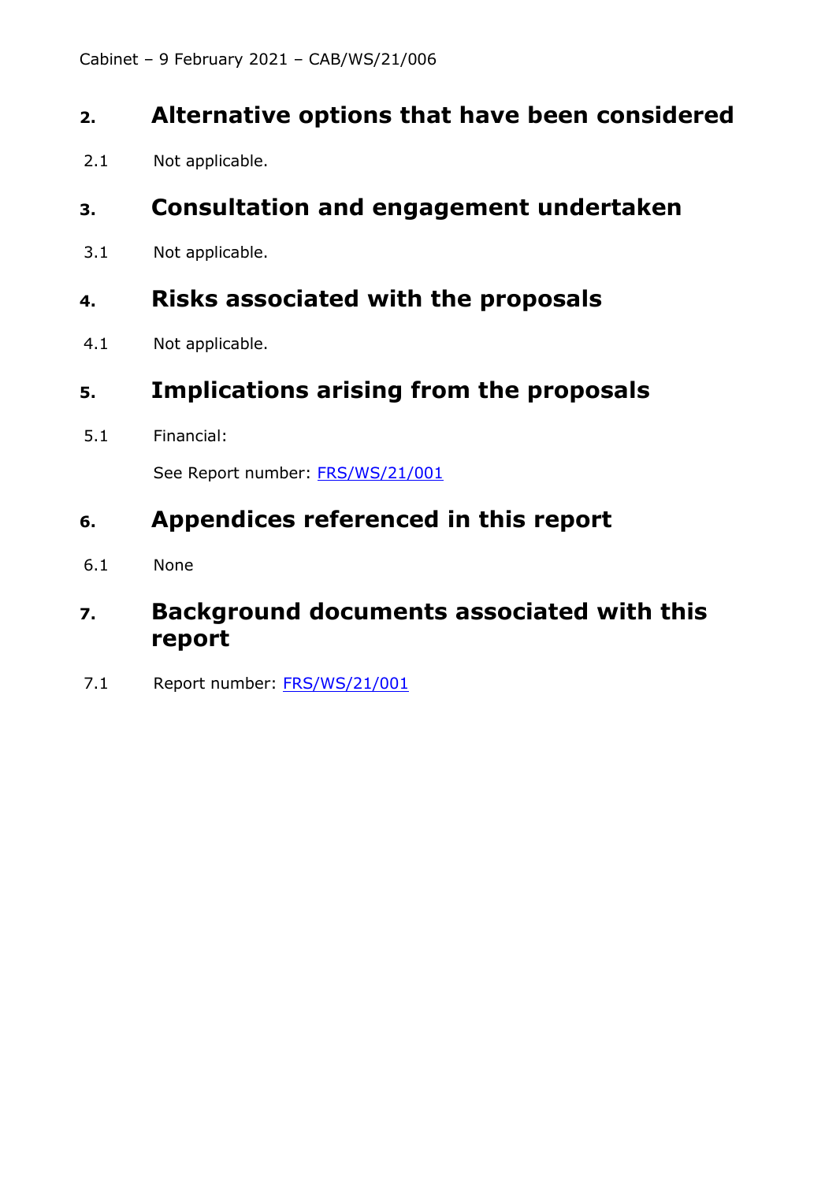## 2. Alternative options that have been considered

2.1 Not applicable.

## 3. Consultation and engagement undertaken

3.1 Not applicable.

## 4. Risks associated with the proposals

4.1 Not applicable.

## 5. Implications arising from the proposals

5.1 Financial:

See Report number: FRS/WS/21/001

## 6. Appendices referenced in this report

6.1 None

## 7. Background documents associated with this report

7.1 Report number: FRS/WS/21/001